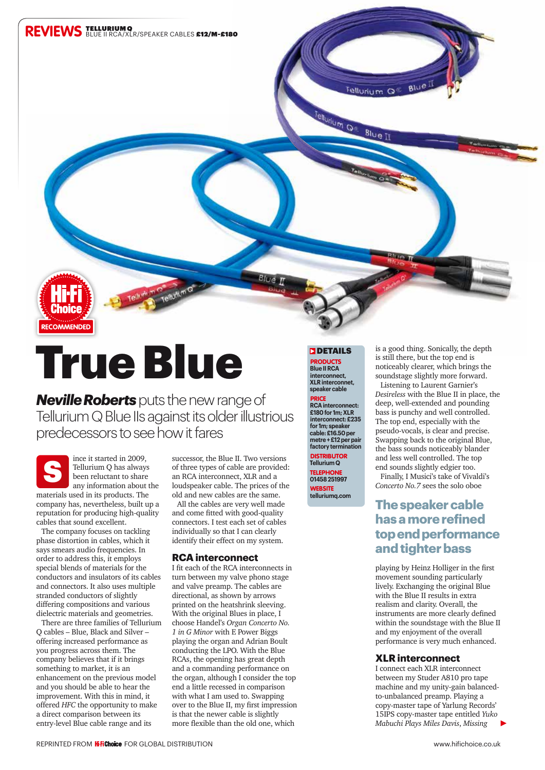# True Blue

***Neville Roberts*** puts the new range of Tellurium Q Blue IIs against its older illustrious predecessors to see how it fares

Since it started in 2009, Tellurium Q has always been reluctant to share any information about the materials used in its products. The company has, nevertheless, built up a reputation for producing high-quality cables that sound excellent.

The company focuses on tackling phase distortion in cables, which it says smears audio frequencies. In order to address this, it employs special blends of materials for the conductors and insulators of its cables and connectors. It also uses multiple stranded conductors of slightly differing compositions and various dielectric materials and geometries.

There are three families of Tellurium Q cables – Blue, Black and Silver – offering increased performance as you progress across them. The company believes that if it brings something to market, it is an enhancement on the previous model and you should be able to hear the improvement. With this in mind, it offered *HFC* the opportunity to make a direct comparison between its entry-level Blue cable range and its successor, the Blue II. Two versions of three types of cable are provided: an RCA interconnect, XLR and a loudspeaker cable. The prices of the old and new cables are the same.

All the cables are very well made and come fitted with good-quality connectors. I test each set of cables individually so that I can clearly identify their effect on my system.

## RCA interconnect

I fit each of the RCA interconnects in turn between my valve phono stage and valve preamp. The cables are directional, as shown by arrows printed on the heatshrink sleeving. With the original Blues in place, I choose Handel's *Organ Concerto No. 1 in G Minor* with E Power Biggs playing the organ and Adrian Boult conducting the LPO. With the Blue RCAs, the opening has great depth and a commanding performance on the organ, although I consider the top end a little recessed in comparison with what I am used to. Swapping over to the Blue II, my first impression is that the newer cable is slightly more flexible than the old one, which is a good thing. Sonically, the depth is still there, but the top end is noticeably clearer, which brings the soundstage slightly more forward.

Listening to Laurent Garnier's *Desireless* with the Blue II in place, the deep, well-extended and pounding bass is punchy and well controlled. The top end, especially with the pseudo-vocals, is clear and precise. Swapping back to the original Blue, the bass sounds noticeably blander and less well controlled. The top end sounds slightly edgier too.

Finally, I Musici's take of Vivaldi's *Concerto No.7* sees the solo oboe playing by Heinz Holliger in the first movement sounding particularly lively. Exchanging the original Blue with the Blue II results in extra realism and clarity. Overall, the instruments are more clearly defined within the soundstage with the Blue II and my enjoyment of the overall performance is very much enhanced.

**The speaker cable has a more refined top end performance and tighter bass**

## XLR interconnect

I connect each XLR interconnect between my Studer A810 pro tape machine and my unity-gain balanced-to-unbalanced preamp. Playing a copy-master tape of Yarlung Records' 15IPS copy-master tape entitled *Yuko Mabuchi Plays Miles Davis*, *Missing*

## DETAILS

**PRODUCTS**
Blue II RCA interconnect, XLR interconnect, speaker cable

**PRICE**
RCA interconnect: £180 for 1m; XLR interconnect: £235 for 1m; speaker cable: £16.50 per metre + £12 per pair factory termination

**DISTRIBUTOR**
Tellurium Q

**TELEPHONE**
01458 251997

**WEBSITE**
telluriumq.com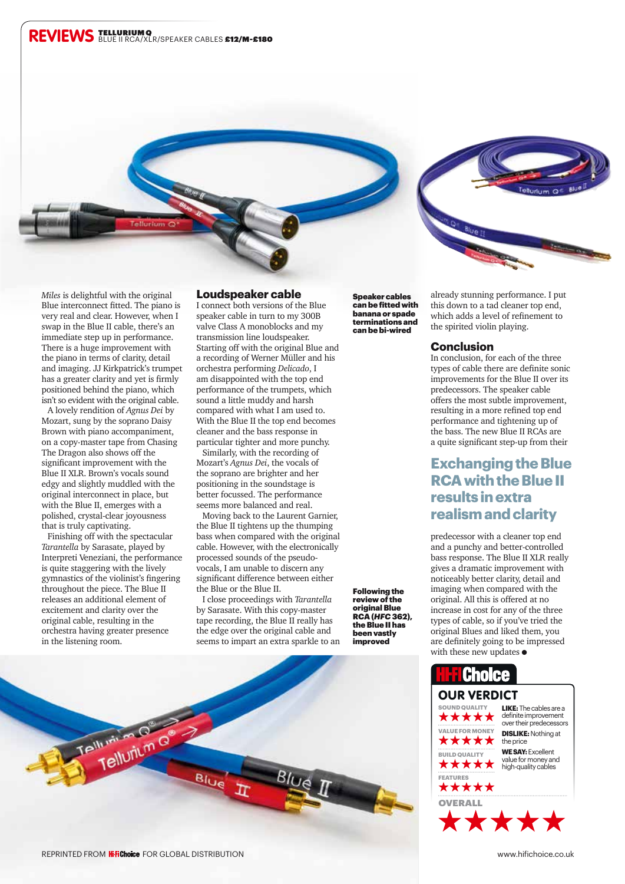*Miles* is delightful with the original Blue interconnect fitted. The piano is very real and clear. However, when I swap in the Blue II cable, there's an immediate step up in performance. There is a huge improvement with the piano in terms of clarity, detail and imaging. JJ Kirkpatrick's trumpet has a greater clarity and yet is firmly positioned behind the piano, which isn't so evident with the original cable.

A lovely rendition of *Agnus Dei* by Mozart, sung by the soprano Daisy Brown with piano accompaniment, on a copy-master tape from Chasing The Dragon also shows off the significant improvement with the Blue II XLR. Brown's vocals sound edgy and slightly muddled with the original interconnect in place, but with the Blue II, emerges with a polished, crystal-clear joyousness that is truly captivating.

Finishing off with the spectacular *Tarantella* by Sarasate, played by Interpreti Veneziani, the performance is quite staggering with the lively gymnastics of the violinist's fingering throughout the piece. The Blue II releases an additional element of excitement and clarity over the original cable, resulting in the orchestra having greater presence in the listening room.

## Loudspeaker cable

I connect both versions of the Blue speaker cable in turn to my 300B valve Class A monoblocks and my transmission line loudspeaker. Starting off with the original Blue and a recording of Werner Müller and his orchestra performing *Delicado*, I am disappointed with the top end performance of the trumpets, which sound a little muddy and harsh compared with what I am used to. With the Blue II the top end becomes cleaner and the bass response in particular tighter and more punchy.

Similarly, with the recording of Mozart's *Agnus Dei*, the vocals of the soprano are brighter and her positioning in the soundstage is better focussed. The performance seems more balanced and real.

Moving back to the Laurent Garnier, the Blue II tightens up the thumping bass when compared with the original cable. However, with the electronically processed sounds of the pseudo-vocals, I am unable to discern any significant difference between either the Blue or the Blue II.

I close proceedings with *Tarantella* by Sarasate. With this copy-master tape recording, the Blue II really has the edge over the original cable and seems to impart an extra sparkle to an already stunning performance. I put this down to a tad cleaner top end, which adds a level of refinement to the spirited violin playing.

**Speaker cables can be fitted with banana or spade terminations and can be bi-wired**

**Following the review of the original Blue RCA (*HFC* 362), the Blue II has been vastly improved**

## Conclusion

In conclusion, for each of the three types of cable there are definite sonic improvements for the Blue II over its predecessors. The speaker cable offers the most subtle improvement, resulting in a more refined top end performance and tightening up of the bass. The new Blue II RCAs are a quite significant step-up from their predecessor with a cleaner top end and a punchy and better-controlled bass response. The Blue II XLR really gives a dramatic improvement with noticeably better clarity, detail and imaging when compared with the original. All this is offered at no increase in cost for any of the three types of cable, so if you've tried the original Blues and liked them, you are definitely going to be impressed with these new updates ●

## Exchanging the Blue RCA with the Blue II results in extra realism and clarity

**Hi-Fi Choice**

### OUR VERDICT

SOUND QUALITY ★★★★★

VALUE FOR MONEY ★★★★★

BUILD QUALITY ★★★★★

FEATURES ★★★★★

OVERALL ★★★★★

**LIKE:** The cables are a definite improvement over their predecessors

**DISLIKE:** Nothing at the price

**WE SAY:** Excellent value for money and high-quality cables